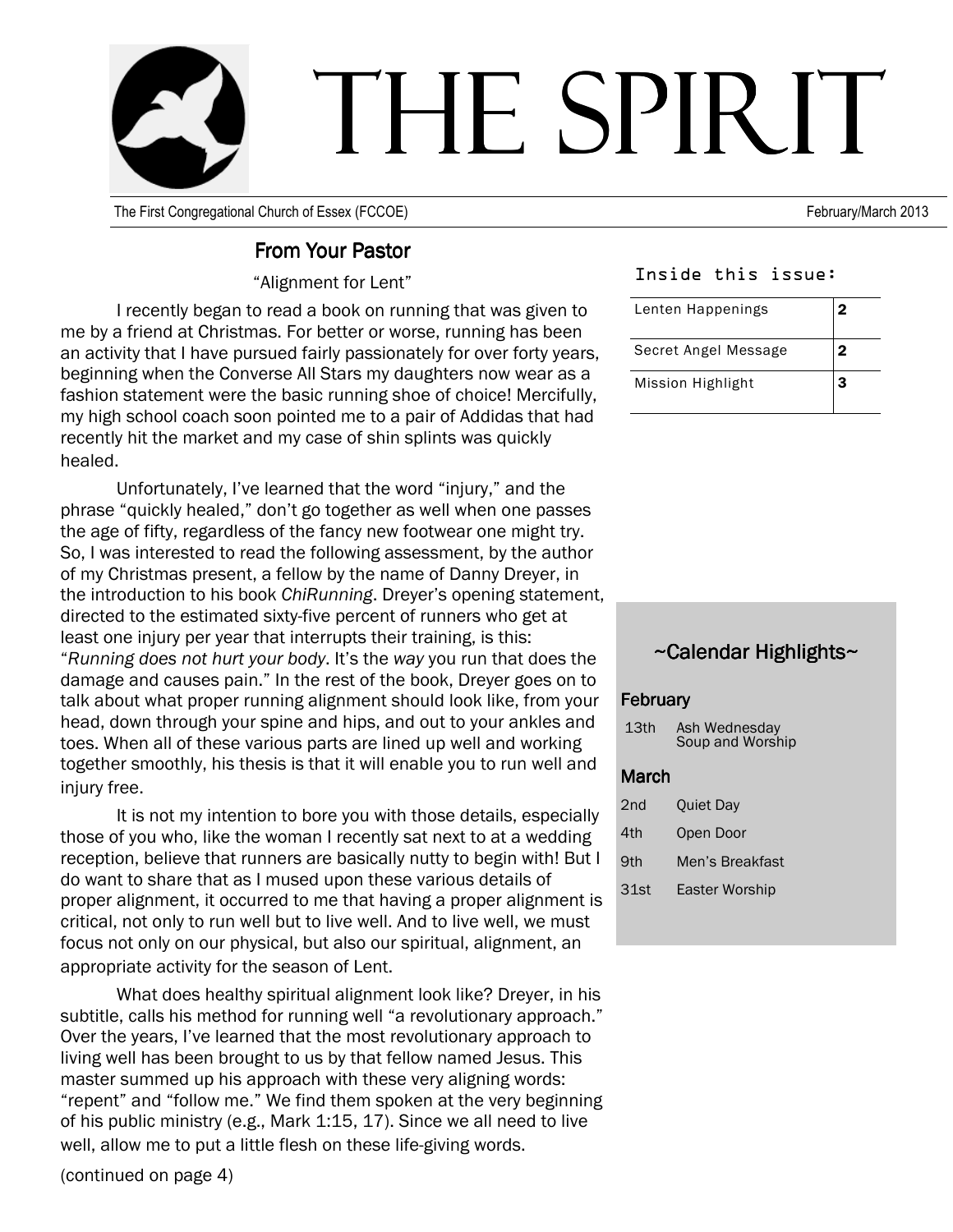# THE SPIRIT

The First Congregational Church of Essex (FCCOE) February/March 2013

## From Your Pastor

"Alignment for Lent"

I recently began to read a book on running that was given to me by a friend at Christmas. For better or worse, running has been an activity that I have pursued fairly passionately for over forty years, beginning when the Converse All Stars my daughters now wear as a fashion statement were the basic running shoe of choice! Mercifully, my high school coach soon pointed me to a pair of Addidas that had recently hit the market and my case of shin splints was quickly healed.

Unfortunately, I've learned that the word "injury," and the phrase "quickly healed," don't go together as well when one passes the age of fifty, regardless of the fancy new footwear one might try. So, I was interested to read the following assessment, by the author of my Christmas present, a fellow by the name of Danny Dreyer, in the introduction to his book *ChiRunning*. Dreyer's opening statement, directed to the estimated sixty-five percent of runners who get at least one injury per year that interrupts their training, is this: "*Running does not hurt your body*. It's the *way* you run that does the damage and causes pain." In the rest of the book, Dreyer goes on to talk about what proper running alignment should look like, from your head, down through your spine and hips, and out to your ankles and toes. When all of these various parts are lined up well and working together smoothly, his thesis is that it will enable you to run well and injury free.

It is not my intention to bore you with those details, especially those of you who, like the woman I recently sat next to at a wedding reception, believe that runners are basically nutty to begin with! But I do want to share that as I mused upon these various details of proper alignment, it occurred to me that having a proper alignment is critical, not only to run well but to live well. And to live well, we must focus not only on our physical, but also our spiritual, alignment, an appropriate activity for the season of Lent.

What does healthy spiritual alignment look like? Dreyer, in his subtitle, calls his method for running well "a revolutionary approach." Over the years, I've learned that the most revolutionary approach to living well has been brought to us by that fellow named Jesus. This master summed up his approach with these very aligning words: "repent" and "follow me." We find them spoken at the very beginning of his public ministry (e.g., Mark 1:15, 17). Since we all need to live well, allow me to put a little flesh on these life-giving words.

(continued on page 4)

### Inside this issue:

| | |
|---|---|
| Lenten Happenings | **2** |
| Secret Angel Message | **2** |
| Mission Highlight | **3** |

### ~Calendar Highlights~

**February**

| | |
|---|---|
| 13th | Ash Wednesday Soup and Worship |

**March**

| | |
|---|---|
| 2nd | Quiet Day |
| 4th | Open Door |
| 9th | Men's Breakfast |
| 31st | Easter Worship |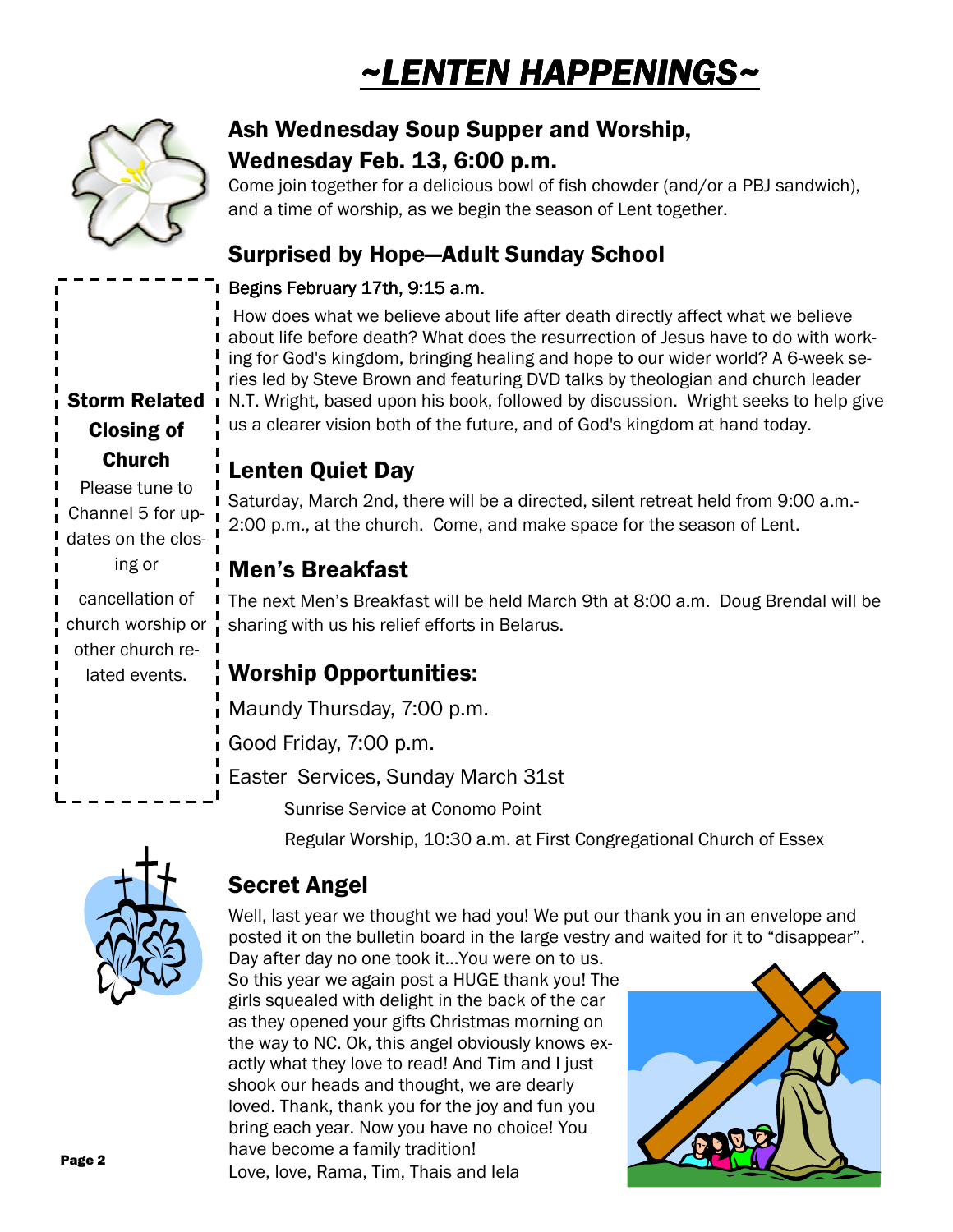# ~LENTEN HAPPENINGS~

## Ash Wednesday Soup Supper and Worship, Wednesday Feb. 13, 6:00 p.m.

Come join together for a delicious bowl of fish chowder (and/or a PBJ sandwich), and a time of worship, as we begin the season of Lent together.

## Surprised by Hope—Adult Sunday School

Begins February 17th, 9:15 a.m.

How does what we believe about life after death directly affect what we believe about life before death? What does the resurrection of Jesus have to do with working for God's kingdom, bringing healing and hope to our wider world? A 6-week series led by Steve Brown and featuring DVD talks by theologian and church leader N.T. Wright, based upon his book, followed by discussion. Wright seeks to help give us a clearer vision both of the future, and of God's kingdom at hand today.

## Lenten Quiet Day

Saturday, March 2nd, there will be a directed, silent retreat held from 9:00 a.m.-2:00 p.m., at the church. Come, and make space for the season of Lent.

## Men's Breakfast

The next Men's Breakfast will be held March 9th at 8:00 a.m. Doug Brendal will be sharing with us his relief efforts in Belarus.

## Worship Opportunities:

Maundy Thursday, 7:00 p.m.

Good Friday, 7:00 p.m.

Easter Services, Sunday March 31st

- Sunrise Service at Conomo Point
- Regular Worship, 10:30 a.m. at First Congregational Church of Essex

**Storm Related Closing of Church**

Please tune to Channel 5 for updates on the closing or cancellation of church worship or other church related events.

## Secret Angel

Well, last year we thought we had you! We put our thank you in an envelope and posted it on the bulletin board in the large vestry and waited for it to "disappear". Day after day no one took it…You were on to us. So this year we again post a HUGE thank you! The girls squealed with delight in the back of the car as they opened your gifts Christmas morning on the way to NC. Ok, this angel obviously knows exactly what they love to read! And Tim and I just shook our heads and thought, we are dearly loved. Thank, thank you for the joy and fun you bring each year. Now you have no choice! You have become a family tradition!

Love, love, Rama, Tim, Thais and Iela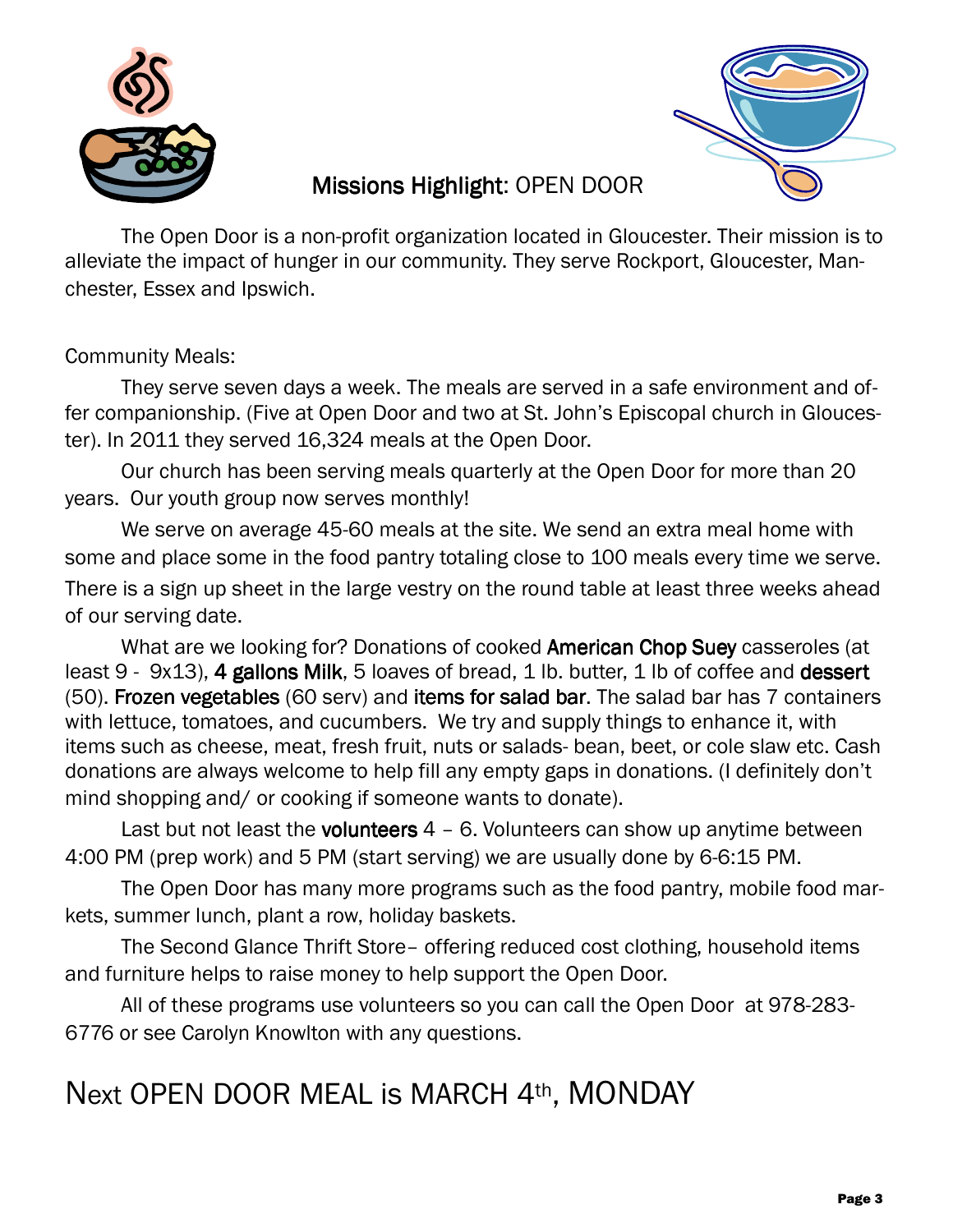# Missions Highlight: OPEN DOOR

The Open Door is a non-profit organization located in Gloucester. Their mission is to alleviate the impact of hunger in our community. They serve Rockport, Gloucester, Manchester, Essex and Ipswich.

Community Meals:

They serve seven days a week. The meals are served in a safe environment and offer companionship. (Five at Open Door and two at St. John's Episcopal church in Gloucester). In 2011 they served 16,324 meals at the Open Door.

Our church has been serving meals quarterly at the Open Door for more than 20 years. Our youth group now serves monthly!

We serve on average 45-60 meals at the site. We send an extra meal home with some and place some in the food pantry totaling close to 100 meals every time we serve. There is a sign up sheet in the large vestry on the round table at least three weeks ahead of our serving date.

What are we looking for? Donations of cooked **American Chop Suey** casseroles (at least 9 - 9x13), **4 gallons Milk**, 5 loaves of bread, 1 lb. butter, 1 lb of coffee and **dessert** (50). **Frozen vegetables** (60 serv) and **items for salad bar**. The salad bar has 7 containers with lettuce, tomatoes, and cucumbers. We try and supply things to enhance it, with items such as cheese, meat, fresh fruit, nuts or salads- bean, beet, or cole slaw etc. Cash donations are always welcome to help fill any empty gaps in donations. (I definitely don't mind shopping and/ or cooking if someone wants to donate).

Last but not least the **volunteers** 4 – 6. Volunteers can show up anytime between 4:00 PM (prep work) and 5 PM (start serving) we are usually done by 6-6:15 PM.

The Open Door has many more programs such as the food pantry, mobile food markets, summer lunch, plant a row, holiday baskets.

The Second Glance Thrift Store– offering reduced cost clothing, household items and furniture helps to raise money to help support the Open Door.

All of these programs use volunteers so you can call the Open Door at 978-283-6776 or see Carolyn Knowlton with any questions.

## Next OPEN DOOR MEAL is MARCH 4th, MONDAY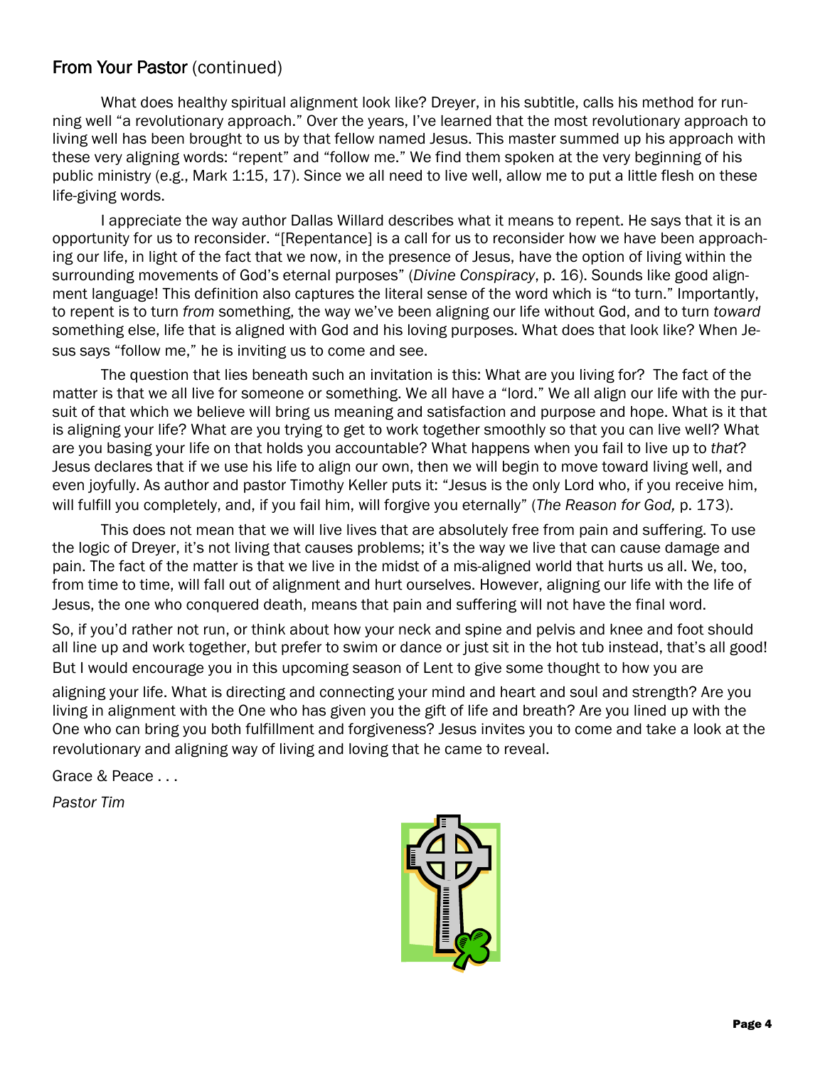## From Your Pastor (continued)

What does healthy spiritual alignment look like? Dreyer, in his subtitle, calls his method for running well "a revolutionary approach." Over the years, I've learned that the most revolutionary approach to living well has been brought to us by that fellow named Jesus. This master summed up his approach with these very aligning words: "repent" and "follow me." We find them spoken at the very beginning of his public ministry (e.g., Mark 1:15, 17). Since we all need to live well, allow me to put a little flesh on these life-giving words.

I appreciate the way author Dallas Willard describes what it means to repent. He says that it is an opportunity for us to reconsider. "[Repentance] is a call for us to reconsider how we have been approaching our life, in light of the fact that we now, in the presence of Jesus, have the option of living within the surrounding movements of God's eternal purposes" (*Divine Conspiracy*, p. 16). Sounds like good alignment language! This definition also captures the literal sense of the word which is "to turn." Importantly, to repent is to turn *from* something, the way we've been aligning our life without God, and to turn *toward* something else, life that is aligned with God and his loving purposes. What does that look like? When Jesus says "follow me," he is inviting us to come and see.

The question that lies beneath such an invitation is this: What are you living for? The fact of the matter is that we all live for someone or something. We all have a "lord." We all align our life with the pursuit of that which we believe will bring us meaning and satisfaction and purpose and hope. What is it that is aligning your life? What are you trying to get to work together smoothly so that you can live well? What are you basing your life on that holds you accountable? What happens when you fail to live up to *that*? Jesus declares that if we use his life to align our own, then we will begin to move toward living well, and even joyfully. As author and pastor Timothy Keller puts it: "Jesus is the only Lord who, if you receive him, will fulfill you completely, and, if you fail him, will forgive you eternally" (*The Reason for God,* p. 173).

This does not mean that we will live lives that are absolutely free from pain and suffering. To use the logic of Dreyer, it's not living that causes problems; it's the way we live that can cause damage and pain. The fact of the matter is that we live in the midst of a mis-aligned world that hurts us all. We, too, from time to time, will fall out of alignment and hurt ourselves. However, aligning our life with the life of Jesus, the one who conquered death, means that pain and suffering will not have the final word.

So, if you'd rather not run, or think about how your neck and spine and pelvis and knee and foot should all line up and work together, but prefer to swim or dance or just sit in the hot tub instead, that's all good! But I would encourage you in this upcoming season of Lent to give some thought to how you are aligning your life. What is directing and connecting your mind and heart and soul and strength? Are you living in alignment with the One who has given you the gift of life and breath? Are you lined up with the One who can bring you both fulfillment and forgiveness? Jesus invites you to come and take a look at the revolutionary and aligning way of living and loving that he came to reveal.

Grace & Peace . . .

*Pastor Tim*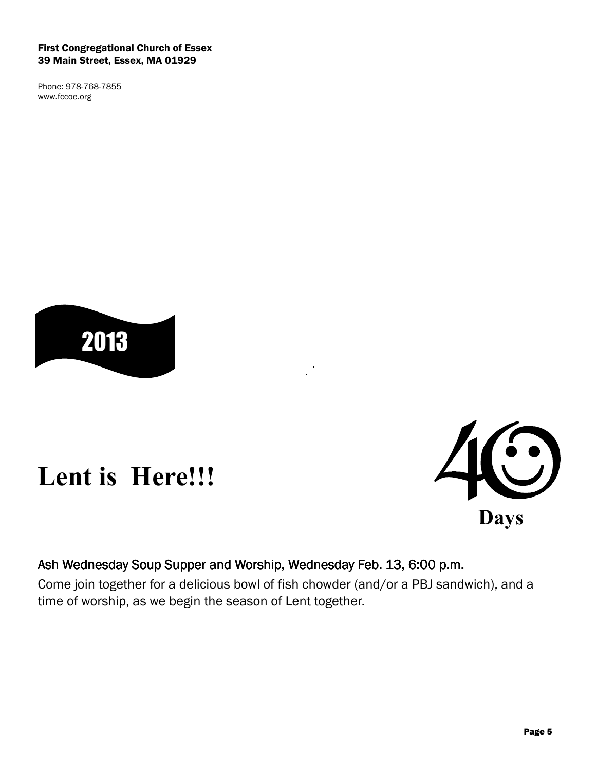**First Congregational Church of Essex**
**39 Main Street, Essex, MA 01929**

Phone: 978-768-7855
www.fccoe.org

2013

# Lent is Here!!!

40 Days

### Ash Wednesday Soup Supper and Worship, Wednesday Feb. 13, 6:00 p.m.

Come join together for a delicious bowl of fish chowder (and/or a PBJ sandwich), and a time of worship, as we begin the season of Lent together.